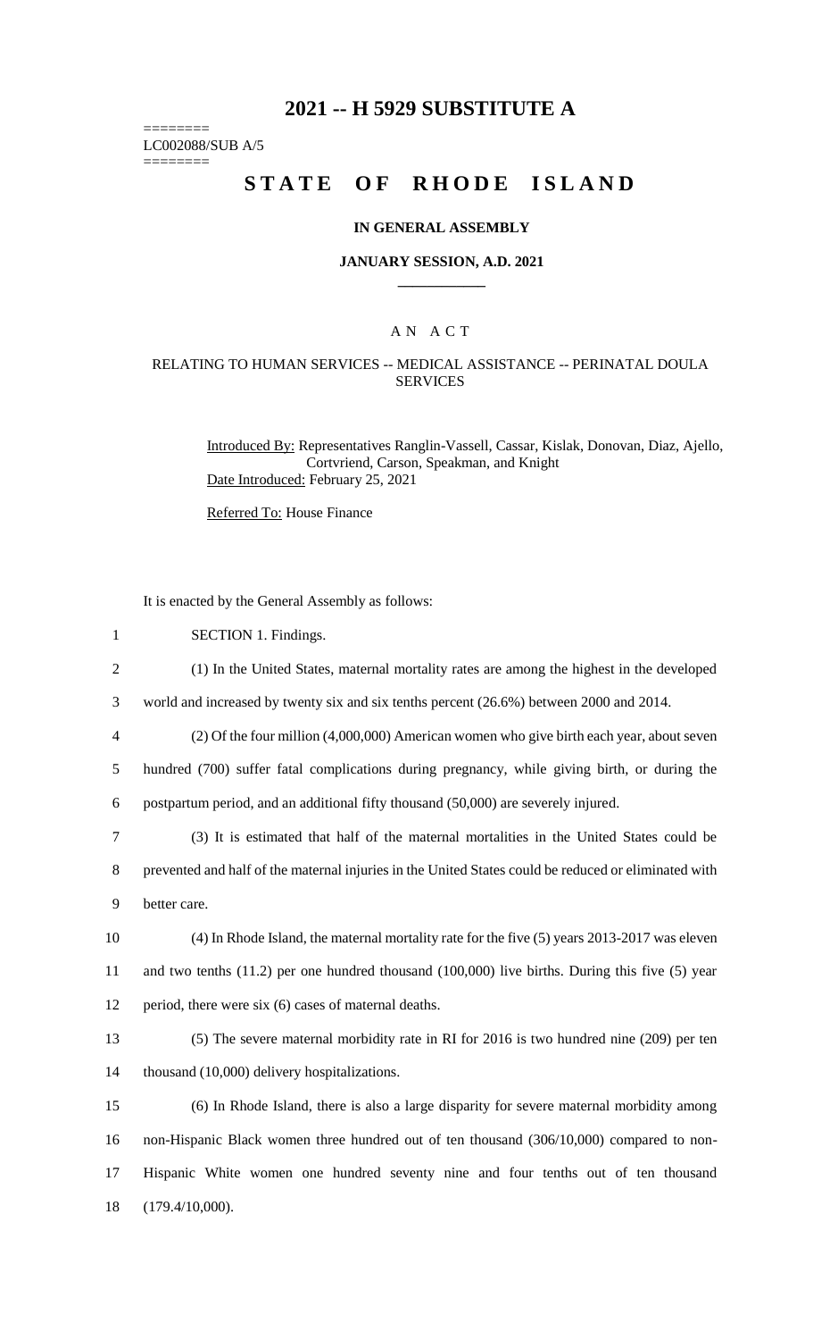# 2021 -- H 5929 SUBSTITUTE A

========
LC002088/SUB A/5
========

# STATE OF RHODE ISLAND

## IN GENERAL ASSEMBLY

### JANUARY SESSION, A.D. 2021

---

### A N A C T

### RELATING TO HUMAN SERVICES -- MEDICAL ASSISTANCE -- PERINATAL DOULA SERVICES

Introduced By: Representatives Ranglin-Vassell, Cassar, Kislak, Donovan, Diaz, Ajello, Cortvriend, Carson, Speakman, and Knight

Date Introduced: February 25, 2021

Referred To: House Finance

It is enacted by the General Assembly as follows:

1 SECTION 1. Findings.

2 (1) In the United States, maternal mortality rates are among the highest in the developed
3 world and increased by twenty six and six tenths percent (26.6%) between 2000 and 2014.

4 (2) Of the four million (4,000,000) American women who give birth each year, about seven
5 hundred (700) suffer fatal complications during pregnancy, while giving birth, or during the
6 postpartum period, and an additional fifty thousand (50,000) are severely injured.

7 (3) It is estimated that half of the maternal mortalities in the United States could be
8 prevented and half of the maternal injuries in the United States could be reduced or eliminated with
9 better care.

10 (4) In Rhode Island, the maternal mortality rate for the five (5) years 2013-2017 was eleven
11 and two tenths (11.2) per one hundred thousand (100,000) live births. During this five (5) year
12 period, there were six (6) cases of maternal deaths.

13 (5) The severe maternal morbidity rate in RI for 2016 is two hundred nine (209) per ten
14 thousand (10,000) delivery hospitalizations.

15 (6) In Rhode Island, there is also a large disparity for severe maternal morbidity among
16 non-Hispanic Black women three hundred out of ten thousand (306/10,000) compared to non-
17 Hispanic White women one hundred seventy nine and four tenths out of ten thousand
18 (179.4/10,000).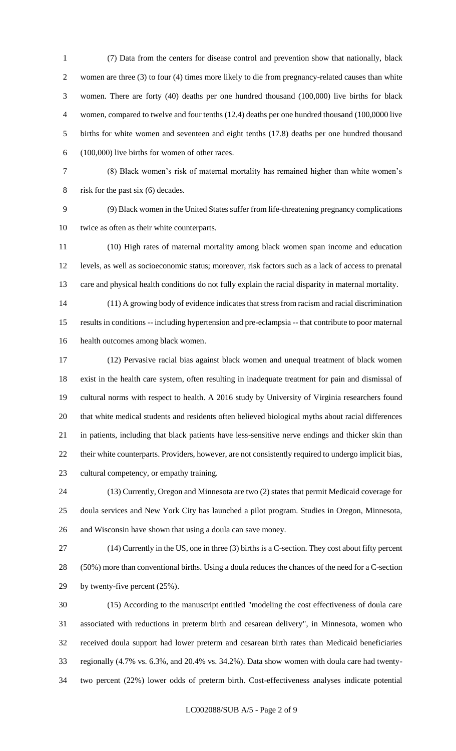(7) Data from the centers for disease control and prevention show that nationally, black women are three (3) to four (4) times more likely to die from pregnancy-related causes than white women. There are forty (40) deaths per one hundred thousand (100,000) live births for black women, compared to twelve and four tenths (12.4) deaths per one hundred thousand (100,0000 live births for white women and seventeen and eight tenths (17.8) deaths per one hundred thousand (100,000) live births for women of other races.

(8) Black women's risk of maternal mortality has remained higher than white women's risk for the past six (6) decades.

(9) Black women in the United States suffer from life-threatening pregnancy complications twice as often as their white counterparts.

(10) High rates of maternal mortality among black women span income and education levels, as well as socioeconomic status; moreover, risk factors such as a lack of access to prenatal care and physical health conditions do not fully explain the racial disparity in maternal mortality.

(11) A growing body of evidence indicates that stress from racism and racial discrimination results in conditions -- including hypertension and pre-eclampsia -- that contribute to poor maternal health outcomes among black women.

(12) Pervasive racial bias against black women and unequal treatment of black women exist in the health care system, often resulting in inadequate treatment for pain and dismissal of cultural norms with respect to health. A 2016 study by University of Virginia researchers found that white medical students and residents often believed biological myths about racial differences in patients, including that black patients have less-sensitive nerve endings and thicker skin than their white counterparts. Providers, however, are not consistently required to undergo implicit bias, cultural competency, or empathy training.

(13) Currently, Oregon and Minnesota are two (2) states that permit Medicaid coverage for doula services and New York City has launched a pilot program. Studies in Oregon, Minnesota, and Wisconsin have shown that using a doula can save money.

(14) Currently in the US, one in three (3) births is a C-section. They cost about fifty percent (50%) more than conventional births. Using a doula reduces the chances of the need for a C-section by twenty-five percent (25%).

(15) According to the manuscript entitled "modeling the cost effectiveness of doula care associated with reductions in preterm birth and cesarean delivery", in Minnesota, women who received doula support had lower preterm and cesarean birth rates than Medicaid beneficiaries regionally (4.7% vs. 6.3%, and 20.4% vs. 34.2%). Data show women with doula care had twenty-two percent (22%) lower odds of preterm birth. Cost-effectiveness analyses indicate potential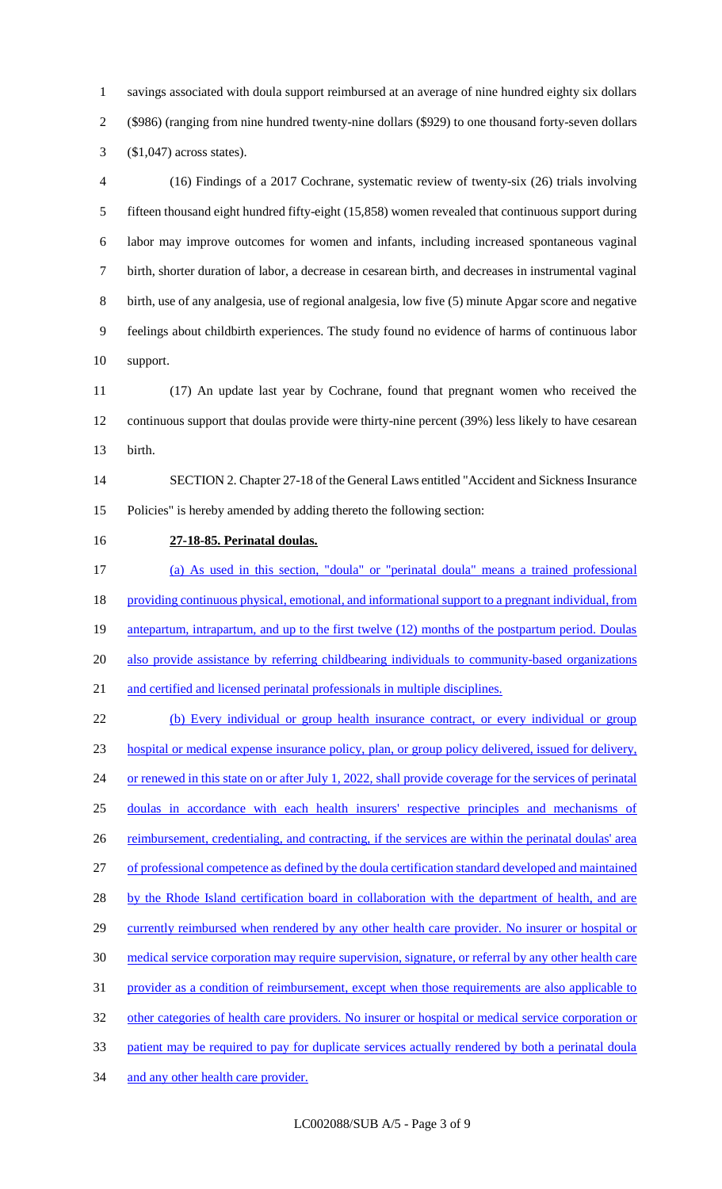savings associated with doula support reimbursed at an average of nine hundred eighty six dollars ($986) (ranging from nine hundred twenty-nine dollars ($929) to one thousand forty-seven dollars ($1,047) across states).

(16) Findings of a 2017 Cochrane, systematic review of twenty-six (26) trials involving fifteen thousand eight hundred fifty-eight (15,858) women revealed that continuous support during labor may improve outcomes for women and infants, including increased spontaneous vaginal birth, shorter duration of labor, a decrease in cesarean birth, and decreases in instrumental vaginal birth, use of any analgesia, use of regional analgesia, low five (5) minute Apgar score and negative feelings about childbirth experiences. The study found no evidence of harms of continuous labor support.

(17) An update last year by Cochrane, found that pregnant women who received the continuous support that doulas provide were thirty-nine percent (39%) less likely to have cesarean birth.

SECTION 2. Chapter 27-18 of the General Laws entitled "Accident and Sickness Insurance Policies" is hereby amended by adding thereto the following section:

**27-18-85. Perinatal doulas.**

(a) As used in this section, "doula" or "perinatal doula" means a trained professional providing continuous physical, emotional, and informational support to a pregnant individual, from antepartum, intrapartum, and up to the first twelve (12) months of the postpartum period. Doulas also provide assistance by referring childbearing individuals to community-based organizations and certified and licensed perinatal professionals in multiple disciplines.

(b) Every individual or group health insurance contract, or every individual or group hospital or medical expense insurance policy, plan, or group policy delivered, issued for delivery, or renewed in this state on or after July 1, 2022, shall provide coverage for the services of perinatal doulas in accordance with each health insurers' respective principles and mechanisms of reimbursement, credentialing, and contracting, if the services are within the perinatal doulas' area of professional competence as defined by the doula certification standard developed and maintained by the Rhode Island certification board in collaboration with the department of health, and are currently reimbursed when rendered by any other health care provider. No insurer or hospital or medical service corporation may require supervision, signature, or referral by any other health care provider as a condition of reimbursement, except when those requirements are also applicable to other categories of health care providers. No insurer or hospital or medical service corporation or patient may be required to pay for duplicate services actually rendered by both a perinatal doula and any other health care provider.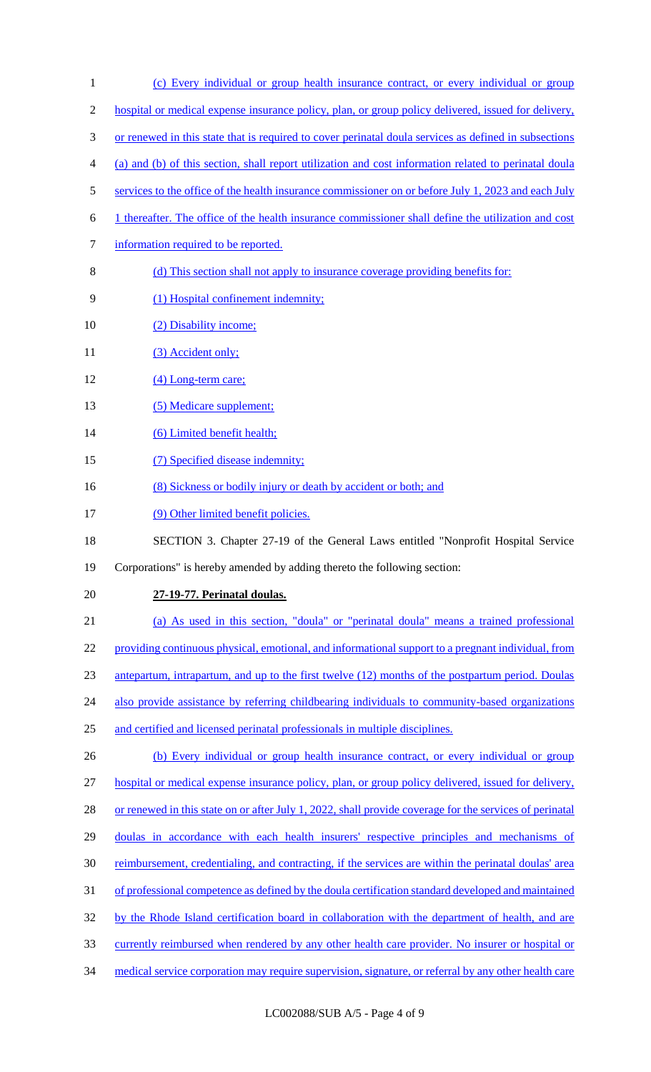(c) Every individual or group health insurance contract, or every individual or group hospital or medical expense insurance policy, plan, or group policy delivered, issued for delivery, or renewed in this state that is required to cover perinatal doula services as defined in subsections (a) and (b) of this section, shall report utilization and cost information related to perinatal doula services to the office of the health insurance commissioner on or before July 1, 2023 and each July 1 thereafter. The office of the health insurance commissioner shall define the utilization and cost information required to be reported.

(d) This section shall not apply to insurance coverage providing benefits for:

(1) Hospital confinement indemnity;

(2) Disability income;

(3) Accident only;

(4) Long-term care;

(5) Medicare supplement;

(6) Limited benefit health;

(7) Specified disease indemnity;

(8) Sickness or bodily injury or death by accident or both; and

(9) Other limited benefit policies.

SECTION 3. Chapter 27-19 of the General Laws entitled "Nonprofit Hospital Service Corporations" is hereby amended by adding thereto the following section:

**27-19-77. Perinatal doulas.**

(a) As used in this section, "doula" or "perinatal doula" means a trained professional providing continuous physical, emotional, and informational support to a pregnant individual, from antepartum, intrapartum, and up to the first twelve (12) months of the postpartum period. Doulas also provide assistance by referring childbearing individuals to community-based organizations and certified and licensed perinatal professionals in multiple disciplines.

(b) Every individual or group health insurance contract, or every individual or group hospital or medical expense insurance policy, plan, or group policy delivered, issued for delivery, or renewed in this state on or after July 1, 2022, shall provide coverage for the services of perinatal doulas in accordance with each health insurers' respective principles and mechanisms of reimbursement, credentialing, and contracting, if the services are within the perinatal doulas' area of professional competence as defined by the doula certification standard developed and maintained by the Rhode Island certification board in collaboration with the department of health, and are currently reimbursed when rendered by any other health care provider. No insurer or hospital or medical service corporation may require supervision, signature, or referral by any other health care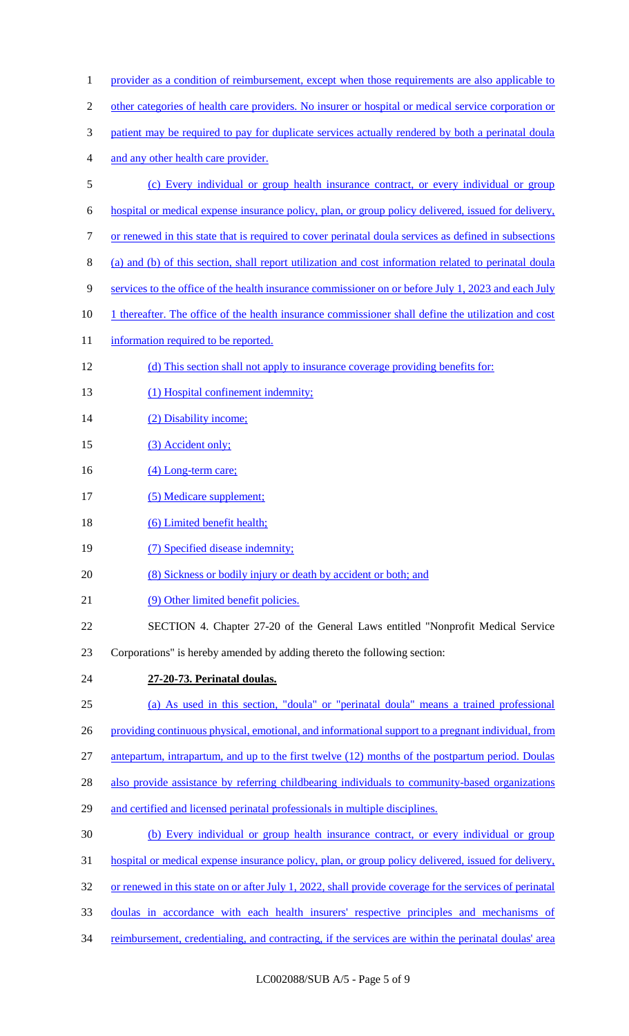provider as a condition of reimbursement, except when those requirements are also applicable to other categories of health care providers. No insurer or hospital or medical service corporation or patient may be required to pay for duplicate services actually rendered by both a perinatal doula and any other health care provider.

(c) Every individual or group health insurance contract, or every individual or group hospital or medical expense insurance policy, plan, or group policy delivered, issued for delivery, or renewed in this state that is required to cover perinatal doula services as defined in subsections (a) and (b) of this section, shall report utilization and cost information related to perinatal doula services to the office of the health insurance commissioner on or before July 1, 2023 and each July 1 thereafter. The office of the health insurance commissioner shall define the utilization and cost information required to be reported.

(d) This section shall not apply to insurance coverage providing benefits for:

(1) Hospital confinement indemnity;

(2) Disability income;

(3) Accident only;

(4) Long-term care;

(5) Medicare supplement;

(6) Limited benefit health;

(7) Specified disease indemnity;

(8) Sickness or bodily injury or death by accident or both; and

(9) Other limited benefit policies.

SECTION 4. Chapter 27-20 of the General Laws entitled "Nonprofit Medical Service Corporations" is hereby amended by adding thereto the following section:

**27-20-73. Perinatal doulas.**

(a) As used in this section, "doula" or "perinatal doula" means a trained professional providing continuous physical, emotional, and informational support to a pregnant individual, from antepartum, intrapartum, and up to the first twelve (12) months of the postpartum period. Doulas also provide assistance by referring childbearing individuals to community-based organizations and certified and licensed perinatal professionals in multiple disciplines.

(b) Every individual or group health insurance contract, or every individual or group hospital or medical expense insurance policy, plan, or group policy delivered, issued for delivery, or renewed in this state on or after July 1, 2022, shall provide coverage for the services of perinatal doulas in accordance with each health insurers' respective principles and mechanisms of reimbursement, credentialing, and contracting, if the services are within the perinatal doulas' area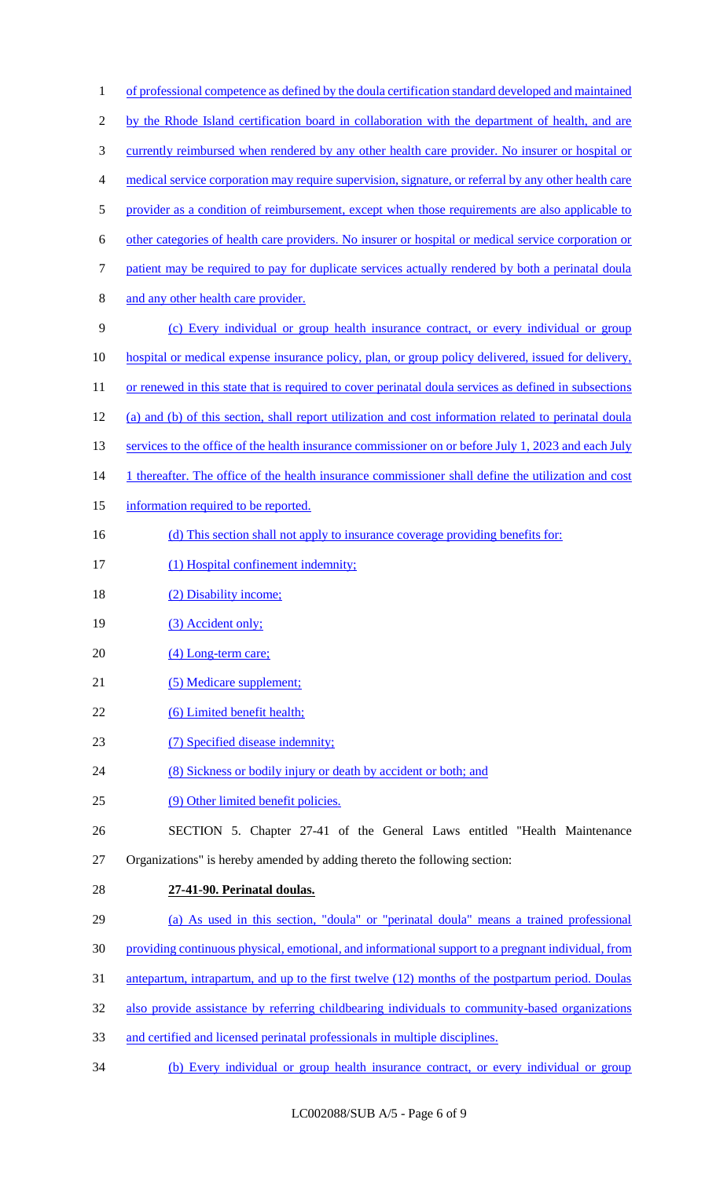of professional competence as defined by the doula certification standard developed and maintained by the Rhode Island certification board in collaboration with the department of health, and are currently reimbursed when rendered by any other health care provider. No insurer or hospital or medical service corporation may require supervision, signature, or referral by any other health care provider as a condition of reimbursement, except when those requirements are also applicable to other categories of health care providers. No insurer or hospital or medical service corporation or patient may be required to pay for duplicate services actually rendered by both a perinatal doula and any other health care provider.

(c) Every individual or group health insurance contract, or every individual or group hospital or medical expense insurance policy, plan, or group policy delivered, issued for delivery, or renewed in this state that is required to cover perinatal doula services as defined in subsections (a) and (b) of this section, shall report utilization and cost information related to perinatal doula services to the office of the health insurance commissioner on or before July 1, 2023 and each July 1 thereafter. The office of the health insurance commissioner shall define the utilization and cost information required to be reported.

(d) This section shall not apply to insurance coverage providing benefits for:

(1) Hospital confinement indemnity;

(2) Disability income;

(3) Accident only;

(4) Long-term care;

(5) Medicare supplement;

(6) Limited benefit health;

(7) Specified disease indemnity;

(8) Sickness or bodily injury or death by accident or both; and

(9) Other limited benefit policies.

SECTION 5. Chapter 27-41 of the General Laws entitled "Health Maintenance Organizations" is hereby amended by adding thereto the following section:

**27-41-90. Perinatal doulas.**

(a) As used in this section, "doula" or "perinatal doula" means a trained professional providing continuous physical, emotional, and informational support to a pregnant individual, from antepartum, intrapartum, and up to the first twelve (12) months of the postpartum period. Doulas also provide assistance by referring childbearing individuals to community-based organizations and certified and licensed perinatal professionals in multiple disciplines.

(b) Every individual or group health insurance contract, or every individual or group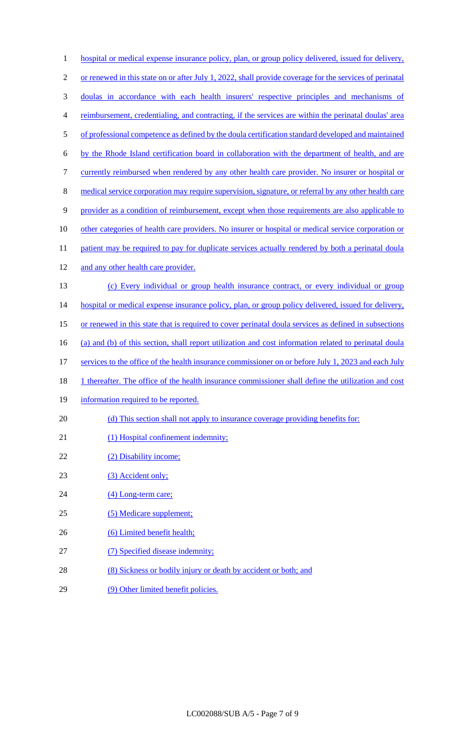hospital or medical expense insurance policy, plan, or group policy delivered, issued for delivery, or renewed in this state on or after July 1, 2022, shall provide coverage for the services of perinatal doulas in accordance with each health insurers' respective principles and mechanisms of reimbursement, credentialing, and contracting, if the services are within the perinatal doulas' area of professional competence as defined by the doula certification standard developed and maintained by the Rhode Island certification board in collaboration with the department of health, and are currently reimbursed when rendered by any other health care provider. No insurer or hospital or medical service corporation may require supervision, signature, or referral by any other health care provider as a condition of reimbursement, except when those requirements are also applicable to other categories of health care providers. No insurer or hospital or medical service corporation or patient may be required to pay for duplicate services actually rendered by both a perinatal doula and any other health care provider.

(c) Every individual or group health insurance contract, or every individual or group hospital or medical expense insurance policy, plan, or group policy delivered, issued for delivery, or renewed in this state that is required to cover perinatal doula services as defined in subsections (a) and (b) of this section, shall report utilization and cost information related to perinatal doula services to the office of the health insurance commissioner on or before July 1, 2023 and each July 1 thereafter. The office of the health insurance commissioner shall define the utilization and cost information required to be reported.

(d) This section shall not apply to insurance coverage providing benefits for:

(1) Hospital confinement indemnity;

(2) Disability income;

(3) Accident only;

(4) Long-term care;

(5) Medicare supplement;

(6) Limited benefit health;

(7) Specified disease indemnity;

(8) Sickness or bodily injury or death by accident or both; and

(9) Other limited benefit policies.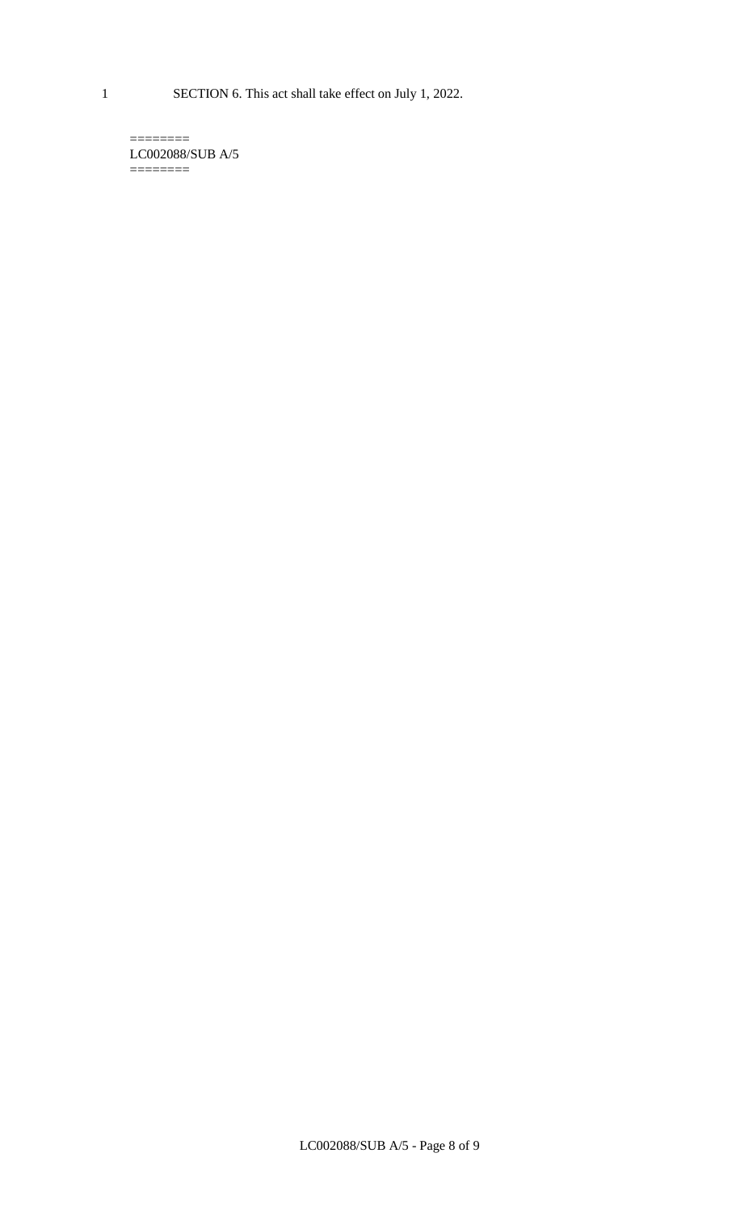SECTION 6. This act shall take effect on July 1, 2022.

========
LC002088/SUB A/5
========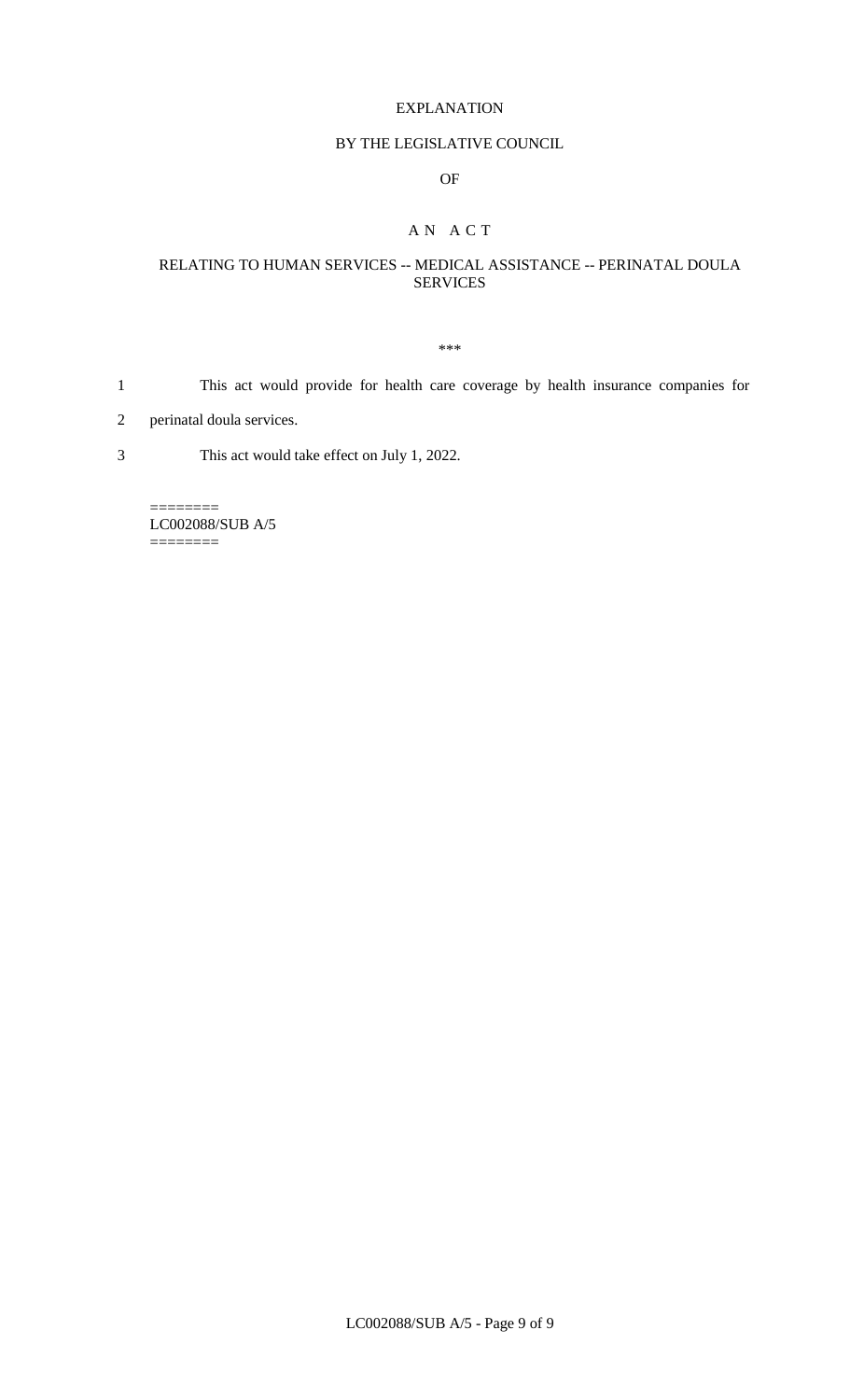EXPLANATION

BY THE LEGISLATIVE COUNCIL

OF

# A N A C T

RELATING TO HUMAN SERVICES -- MEDICAL ASSISTANCE -- PERINATAL DOULA SERVICES

\*\*\*

1 This act would provide for health care coverage by health insurance companies for

2 perinatal doula services.

3 This act would take effect on July 1, 2022.

========
LC002088/SUB A/5
========